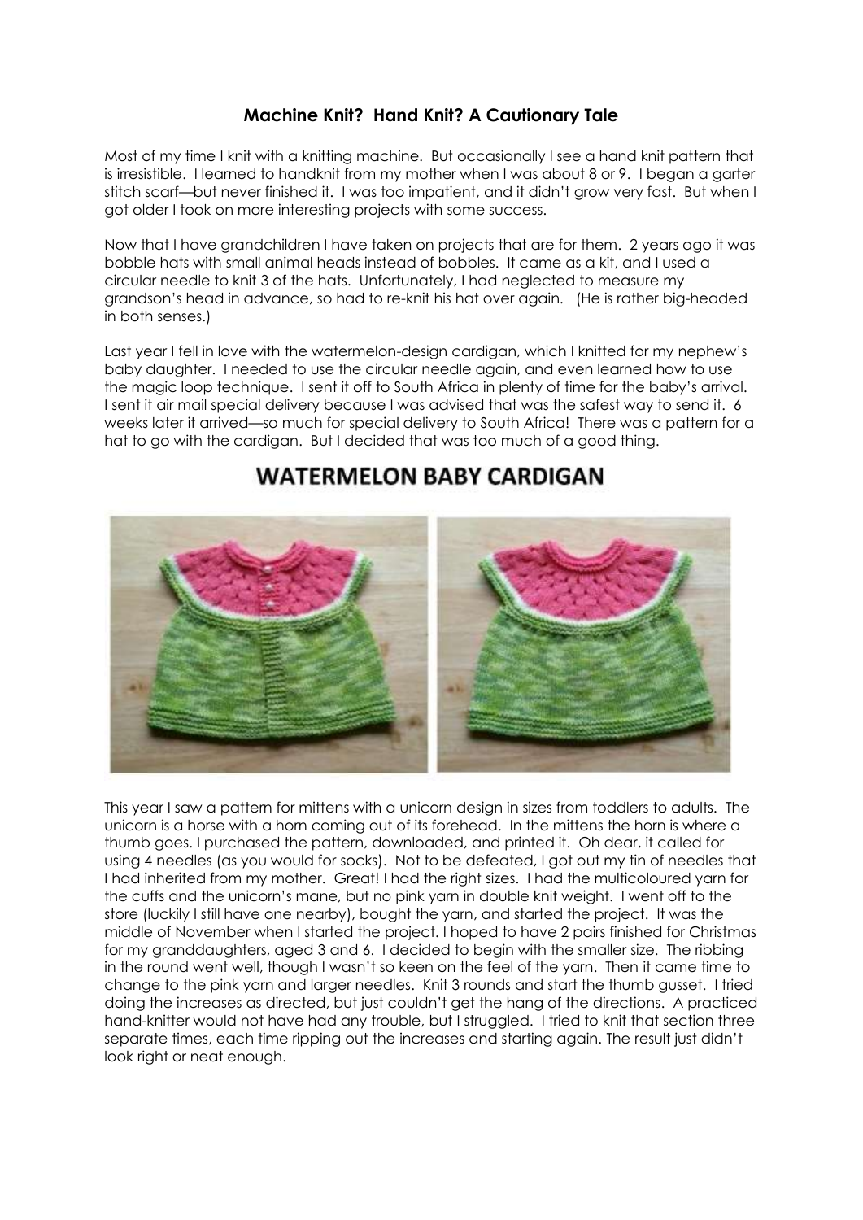# **Machine Knit? Hand Knit? A Cautionary Tale**

Most of my time I knit with a knitting machine. But occasionally I see a hand knit pattern that is irresistible. I learned to handknit from my mother when I was about 8 or 9. I began a garter stitch scarf—but never finished it. I was too impatient, and it didn't grow very fast. But when I got older I took on more interesting projects with some success.

Now that I have grandchildren I have taken on projects that are for them. 2 years ago it was bobble hats with small animal heads instead of bobbles. It came as a kit, and I used a circular needle to knit 3 of the hats. Unfortunately, I had neglected to measure my grandson's head in advance, so had to re-knit his hat over again. (He is rather big-headed in both senses.)

Last year I fell in love with the watermelon-design cardigan, which I knitted for my nephew's baby daughter. I needed to use the circular needle again, and even learned how to use the magic loop technique. I sent it off to South Africa in plenty of time for the baby's arrival. I sent it air mail special delivery because I was advised that was the safest way to send it. 6 weeks later it arrived—so much for special delivery to South Africa! There was a pattern for a hat to go with the cardigan. But I decided that was too much of a good thing.

## WATERMELON BABY CARDIGAN

This year I saw a pattern for mittens with a unicorn design in sizes from toddlers to adults. The unicorn is a horse with a horn coming out of its forehead. In the mittens the horn is where a thumb goes. I purchased the pattern, downloaded, and printed it. Oh dear, it called for using 4 needles (as you would for socks). Not to be defeated, I got out my tin of needles that I had inherited from my mother. Great! I had the right sizes. I had the multicoloured yarn for the cuffs and the unicorn's mane, but no pink yarn in double knit weight. I went off to the store (luckily I still have one nearby), bought the yarn, and started the project. It was the middle of November when I started the project. I hoped to have 2 pairs finished for Christmas for my granddaughters, aged 3 and 6. I decided to begin with the smaller size. The ribbing in the round went well, though I wasn't so keen on the feel of the yarn. Then it came time to change to the pink yarn and larger needles. Knit 3 rounds and start the thumb gusset. I tried doing the increases as directed, but just couldn't get the hang of the directions. A practiced hand-knitter would not have had any trouble, but I struggled. I tried to knit that section three separate times, each time ripping out the increases and starting again. The result just didn't look right or neat enough.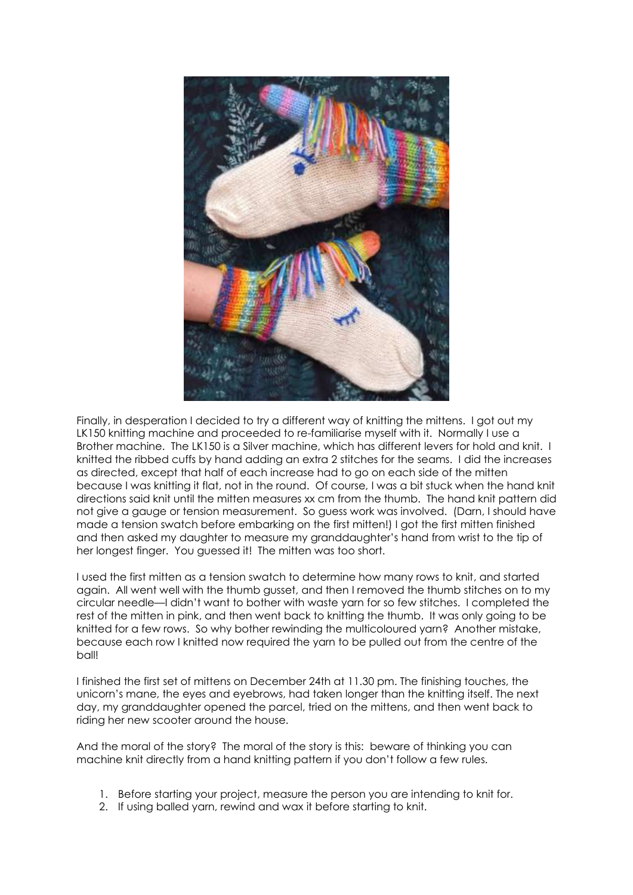Finally, in desperation I decided to try a different way of knitting the mittens. I got out my LK150 knitting machine and proceeded to re-familiarise myself with it. Normally I use a Brother machine. The LK150 is a Silver machine, which has different levers for hold and knit. I knitted the ribbed cuffs by hand adding an extra 2 stitches for the seams. I did the increases as directed, except that half of each increase had to go on each side of the mitten because I was knitting it flat, not in the round. Of course, I was a bit stuck when the hand knit directions said knit until the mitten measures xx cm from the thumb. The hand knit pattern did not give a gauge or tension measurement. So guess work was involved. (Darn, I should have made a tension swatch before embarking on the first mitten!) I got the first mitten finished and then asked my daughter to measure my granddaughter's hand from wrist to the tip of her longest finger. You guessed it! The mitten was too short.

I used the first mitten as a tension swatch to determine how many rows to knit, and started again. All went well with the thumb gusset, and then I removed the thumb stitches on to my circular needle—I didn't want to bother with waste yarn for so few stitches. I completed the rest of the mitten in pink, and then went back to knitting the thumb. It was only going to be knitted for a few rows. So why bother rewinding the multicoloured yarn? Another mistake, because each row I knitted now required the yarn to be pulled out from the centre of the ball!

I finished the first set of mittens on December 24th at 11.30 pm. The finishing touches, the unicorn's mane, the eyes and eyebrows, had taken longer than the knitting itself. The next day, my granddaughter opened the parcel, tried on the mittens, and then went back to riding her new scooter around the house.

And the moral of the story? The moral of the story is this: beware of thinking you can machine knit directly from a hand knitting pattern if you don't follow a few rules.

1. Before starting your project, measure the person you are intending to knit for.
2. If using balled yarn, rewind and wax it before starting to knit.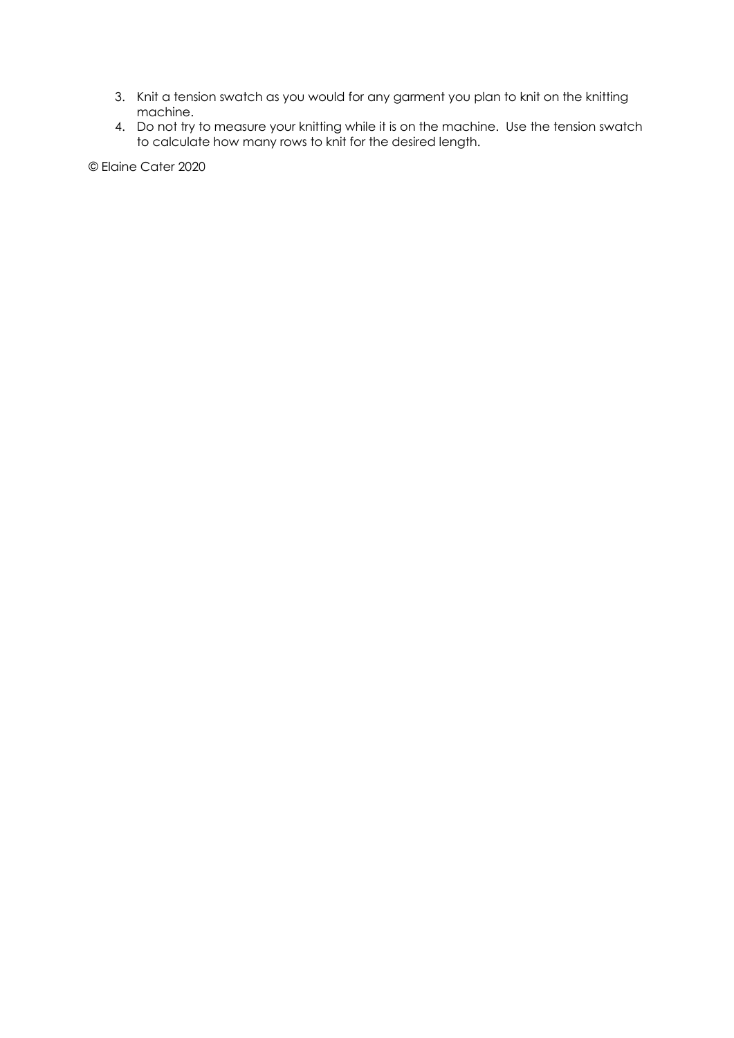3. Knit a tension swatch as you would for any garment you plan to knit on the knitting machine.
4. Do not try to measure your knitting while it is on the machine. Use the tension swatch to calculate how many rows to knit for the desired length.

© Elaine Cater 2020